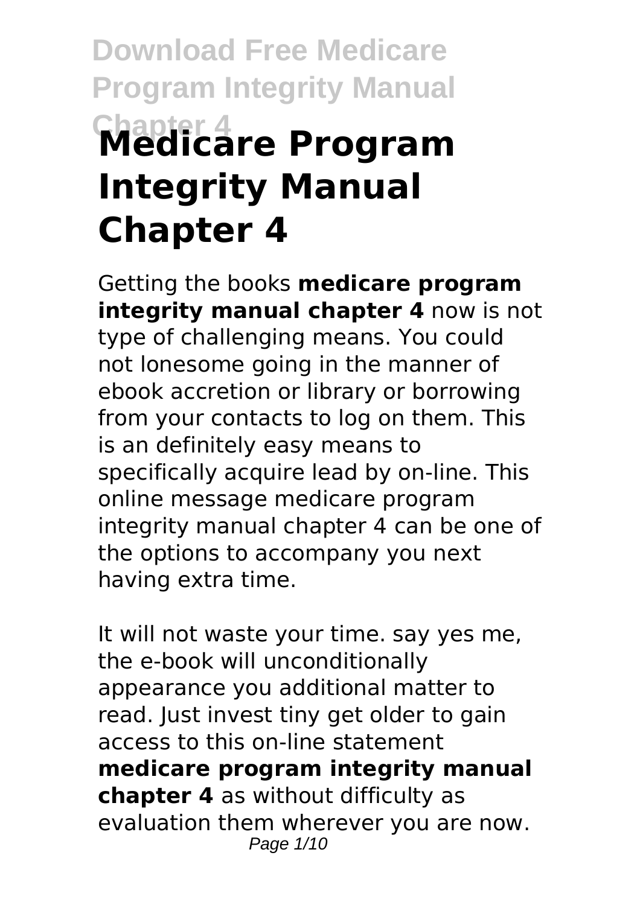# Medicare Program Integrity Manual Chapter 4

Getting the books **medicare program integrity manual chapter 4** now is not type of challenging means. You could not lonesome going in the manner of ebook accretion or library or borrowing from your contacts to log on them. This is an definitely easy means to specifically acquire lead by on-line. This online message medicare program integrity manual chapter 4 can be one of the options to accompany you next having extra time.

It will not waste your time. say yes me, the e-book will unconditionally appearance you additional matter to read. Just invest tiny get older to gain access to this on-line statement **medicare program integrity manual chapter 4** as without difficulty as evaluation them wherever you are now.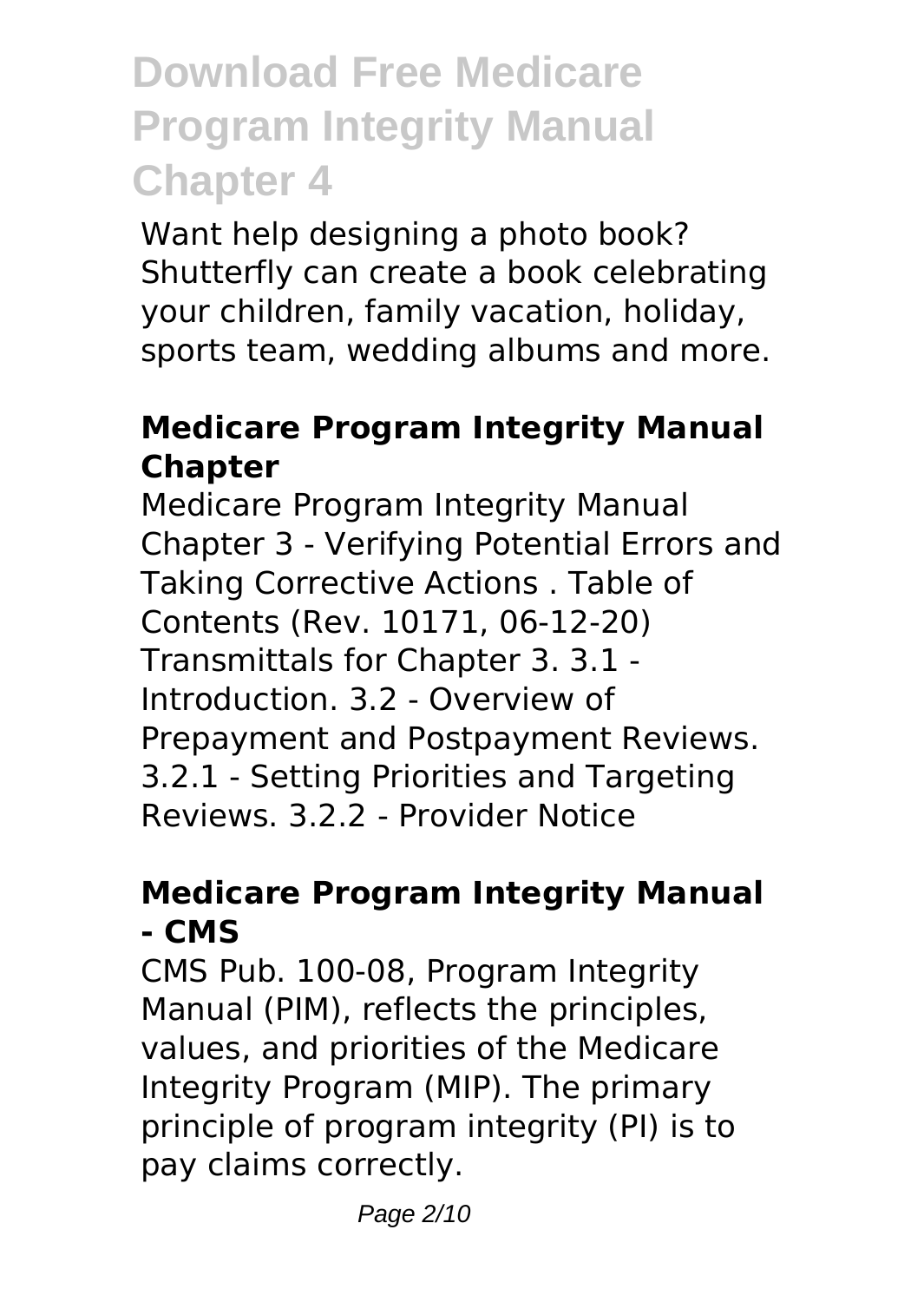# Download Free Medicare Program Integrity Manual Chapter 4

Want help designing a photo book? Shutterfly can create a book celebrating your children, family vacation, holiday, sports team, wedding albums and more.

### Medicare Program Integrity Manual Chapter

Medicare Program Integrity Manual Chapter 3 - Verifying Potential Errors and Taking Corrective Actions . Table of Contents (Rev. 10171, 06-12-20) Transmittals for Chapter 3. 3.1 - Introduction. 3.2 - Overview of Prepayment and Postpayment Reviews. 3.2.1 - Setting Priorities and Targeting Reviews. 3.2.2 - Provider Notice

### Medicare Program Integrity Manual - CMS

CMS Pub. 100-08, Program Integrity Manual (PIM), reflects the principles, values, and priorities of the Medicare Integrity Program (MIP). The primary principle of program integrity (PI) is to pay claims correctly.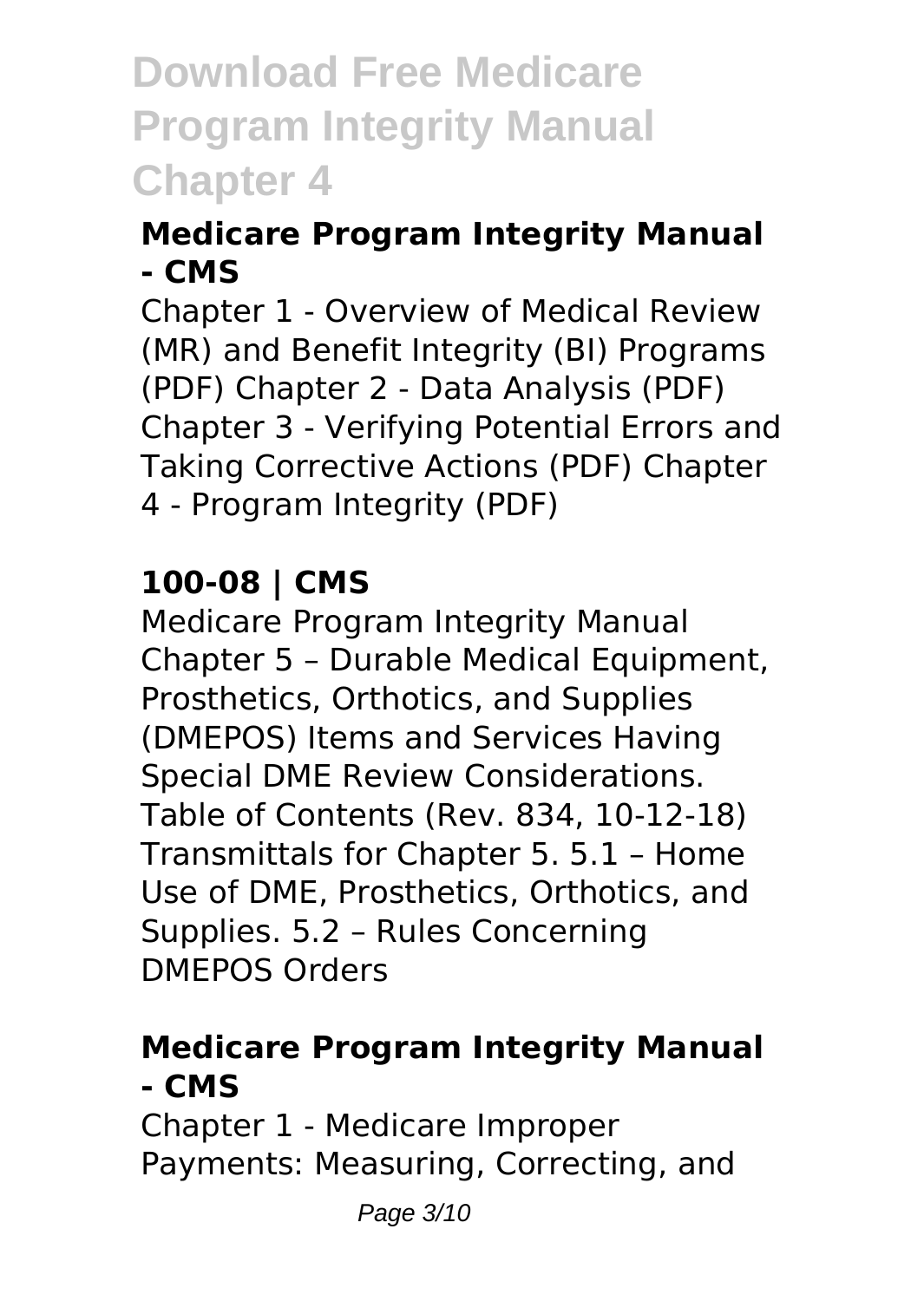### Medicare Program Integrity Manual - CMS

Chapter 1 - Overview of Medical Review (MR) and Benefit Integrity (BI) Programs (PDF) Chapter 2 - Data Analysis (PDF) Chapter 3 - Verifying Potential Errors and Taking Corrective Actions (PDF) Chapter 4 - Program Integrity (PDF)

### 100-08 | CMS

Medicare Program Integrity Manual Chapter 5 – Durable Medical Equipment, Prosthetics, Orthotics, and Supplies (DMEPOS) Items and Services Having Special DME Review Considerations. Table of Contents (Rev. 834, 10-12-18) Transmittals for Chapter 5. 5.1 – Home Use of DME, Prosthetics, Orthotics, and Supplies. 5.2 – Rules Concerning DMEPOS Orders

### Medicare Program Integrity Manual - CMS

Chapter 1 - Medicare Improper Payments: Measuring, Correcting, and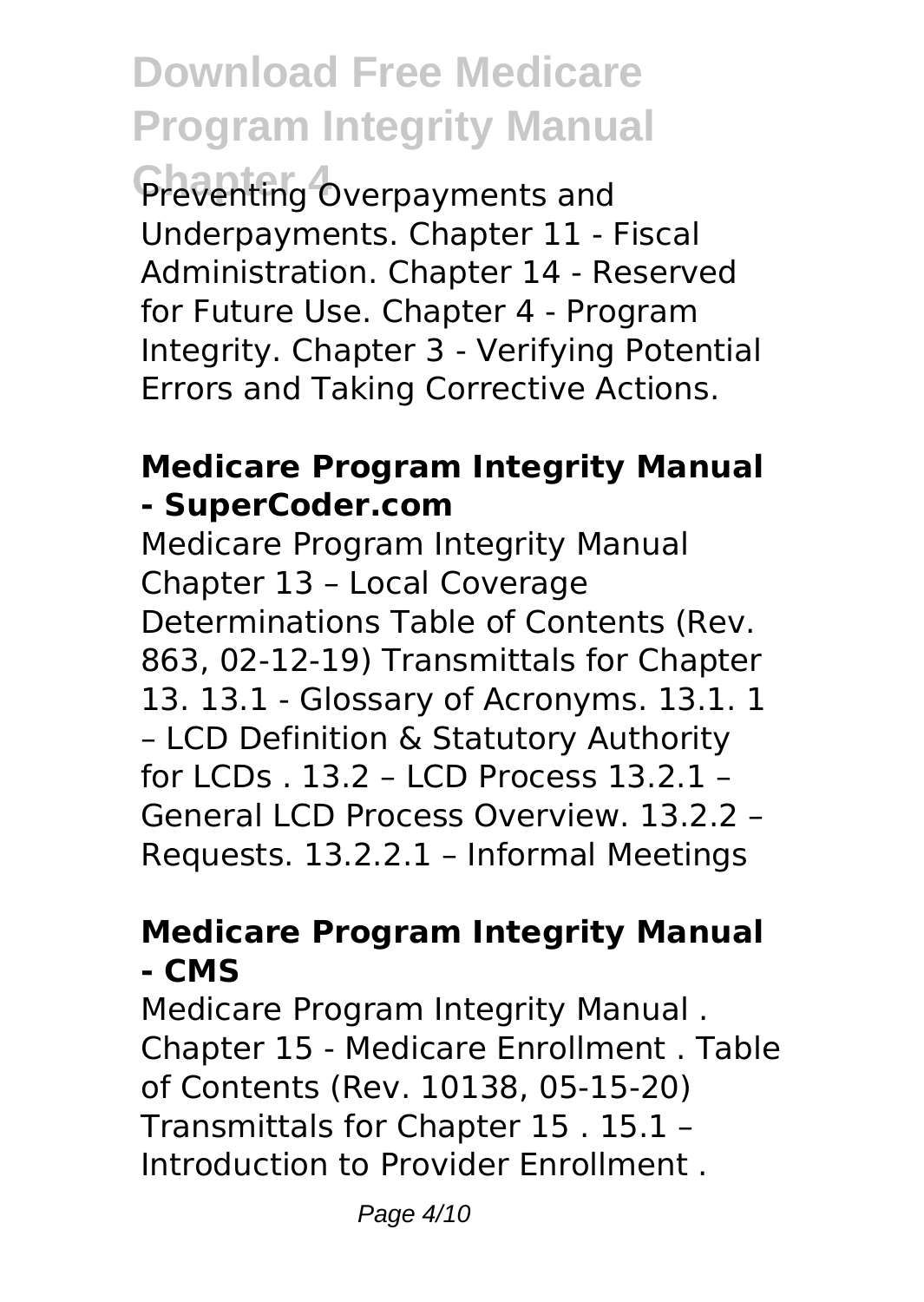Preventing Overpayments and Underpayments. Chapter 11 - Fiscal Administration. Chapter 14 - Reserved for Future Use. Chapter 4 - Program Integrity. Chapter 3 - Verifying Potential Errors and Taking Corrective Actions.

### Medicare Program Integrity Manual - SuperCoder.com

Medicare Program Integrity Manual Chapter 13 – Local Coverage Determinations Table of Contents (Rev. 863, 02-12-19) Transmittals for Chapter 13. 13.1 - Glossary of Acronyms. 13.1. 1 – LCD Definition & Statutory Authority for LCDs . 13.2 – LCD Process 13.2.1 – General LCD Process Overview. 13.2.2 – Requests. 13.2.2.1 – Informal Meetings

### Medicare Program Integrity Manual - CMS

Medicare Program Integrity Manual . Chapter 15 - Medicare Enrollment . Table of Contents (Rev. 10138, 05-15-20) Transmittals for Chapter 15 . 15.1 – Introduction to Provider Enrollment .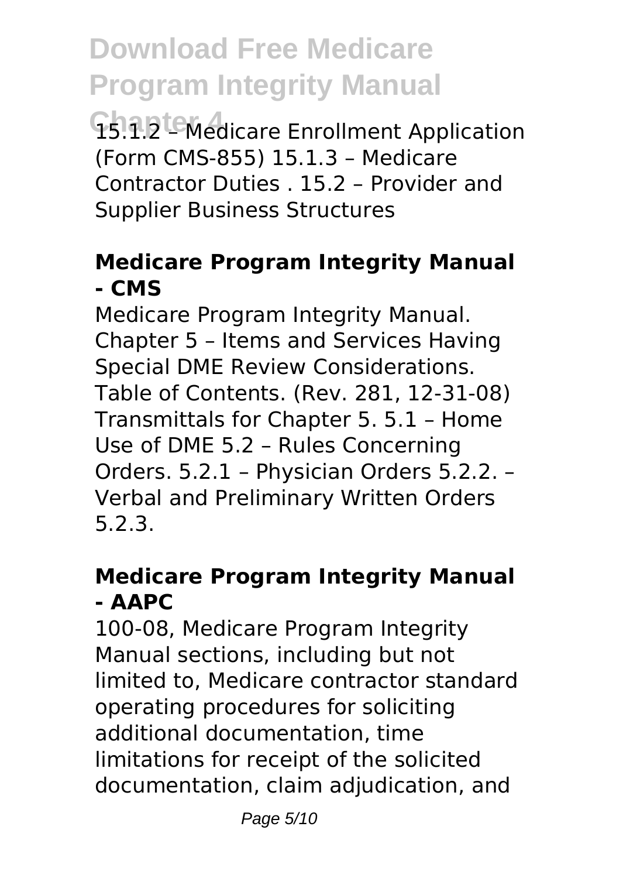15.1.2 – Medicare Enrollment Application (Form CMS-855) 15.1.3 – Medicare Contractor Duties . 15.2 – Provider and Supplier Business Structures

### Medicare Program Integrity Manual - CMS

Medicare Program Integrity Manual. Chapter 5 – Items and Services Having Special DME Review Considerations. Table of Contents. (Rev. 281, 12-31-08) Transmittals for Chapter 5. 5.1 – Home Use of DME 5.2 – Rules Concerning Orders. 5.2.1 – Physician Orders 5.2.2. – Verbal and Preliminary Written Orders 5.2.3.

### Medicare Program Integrity Manual - AAPC

100-08, Medicare Program Integrity Manual sections, including but not limited to, Medicare contractor standard operating procedures for soliciting additional documentation, time limitations for receipt of the solicited documentation, claim adjudication, and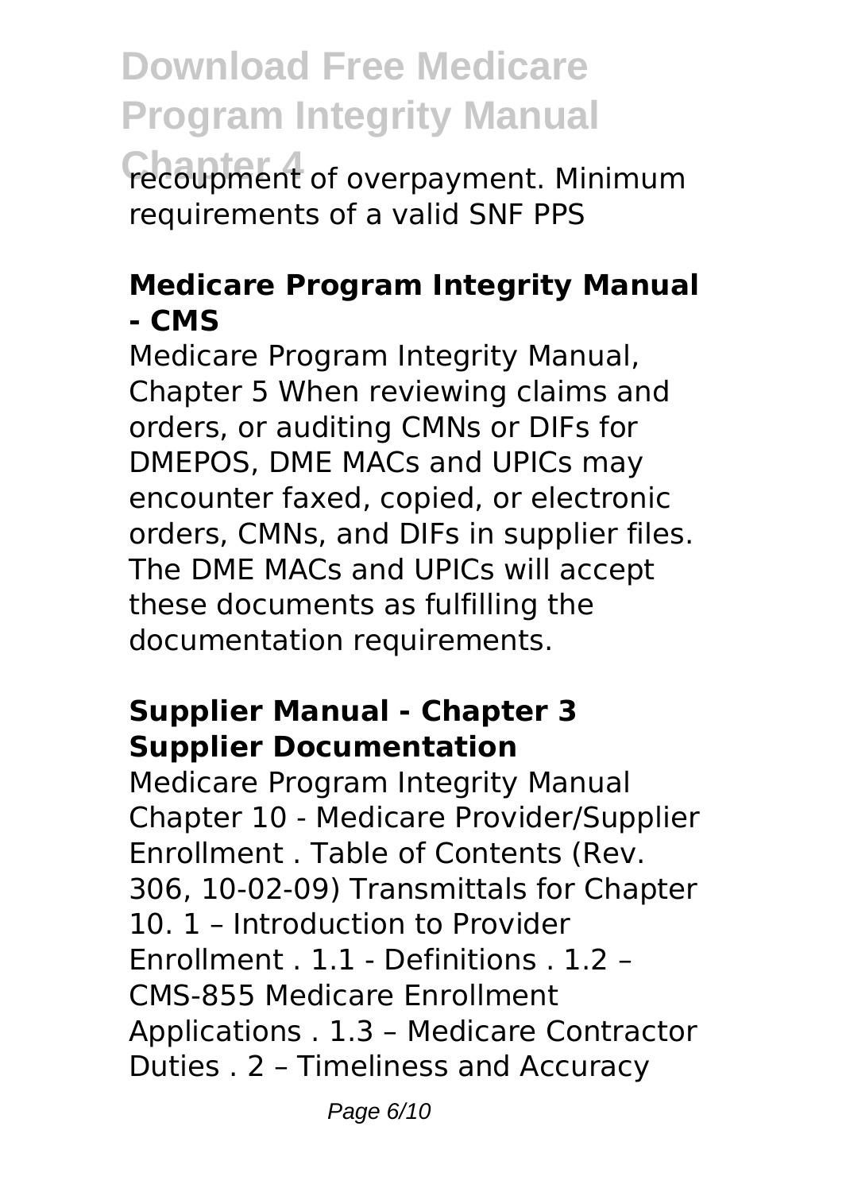recoupment of overpayment. Minimum requirements of a valid SNF PPS

### Medicare Program Integrity Manual - CMS

Medicare Program Integrity Manual, Chapter 5 When reviewing claims and orders, or auditing CMNs or DIFs for DMEPOS, DME MACs and UPICs may encounter faxed, copied, or electronic orders, CMNs, and DIFs in supplier files. The DME MACs and UPICs will accept these documents as fulfilling the documentation requirements.

### Supplier Manual - Chapter 3 Supplier Documentation

Medicare Program Integrity Manual Chapter 10 - Medicare Provider/Supplier Enrollment . Table of Contents (Rev. 306, 10-02-09) Transmittals for Chapter 10. 1 – Introduction to Provider Enrollment . 1.1 - Definitions . 1.2 – CMS-855 Medicare Enrollment Applications . 1.3 – Medicare Contractor Duties . 2 – Timeliness and Accuracy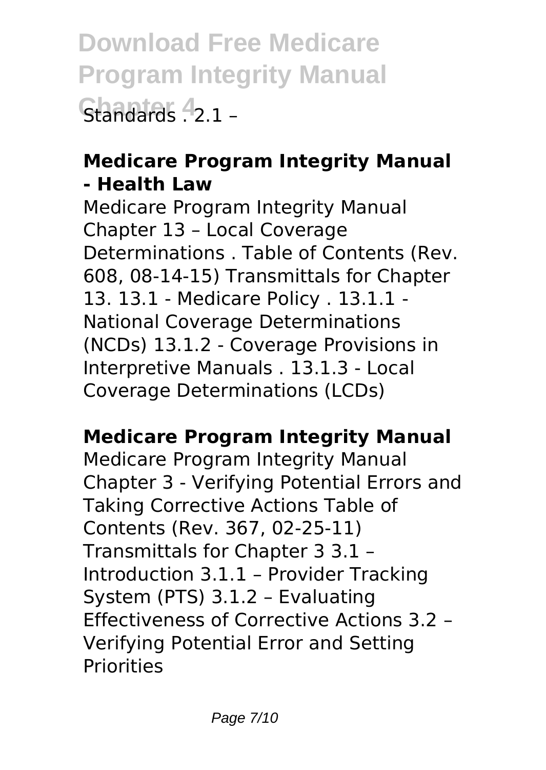Standards . 2.1 –

## Medicare Program Integrity Manual - Health Law

Medicare Program Integrity Manual Chapter 13 – Local Coverage Determinations . Table of Contents (Rev. 608, 08-14-15) Transmittals for Chapter 13. 13.1 - Medicare Policy . 13.1.1 - National Coverage Determinations (NCDs) 13.1.2 - Coverage Provisions in Interpretive Manuals . 13.1.3 - Local Coverage Determinations (LCDs)

## Medicare Program Integrity Manual

Medicare Program Integrity Manual Chapter 3 - Verifying Potential Errors and Taking Corrective Actions Table of Contents (Rev. 367, 02-25-11) Transmittals for Chapter 3 3.1 – Introduction 3.1.1 – Provider Tracking System (PTS) 3.1.2 – Evaluating Effectiveness of Corrective Actions 3.2 – Verifying Potential Error and Setting Priorities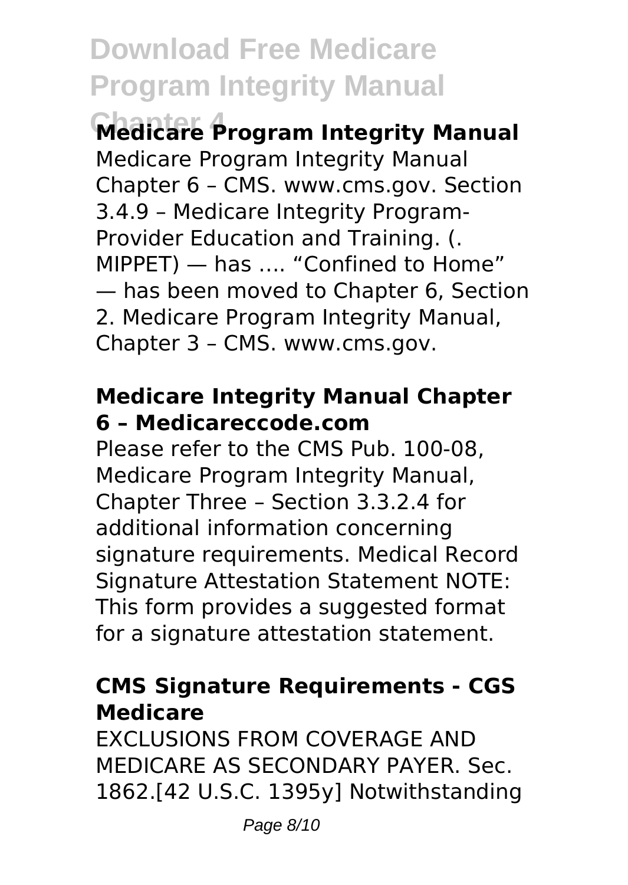### Medicare Program Integrity Manual

Medicare Program Integrity Manual Chapter 6 – CMS. www.cms.gov. Section 3.4.9 – Medicare Integrity Program-Provider Education and Training. (. MIPPET) — has …. "Confined to Home" — has been moved to Chapter 6, Section 2. Medicare Program Integrity Manual, Chapter 3 – CMS. www.cms.gov.

### Medicare Integrity Manual Chapter 6 – Medicareccode.com

Please refer to the CMS Pub. 100-08, Medicare Program Integrity Manual, Chapter Three – Section 3.3.2.4 for additional information concerning signature requirements. Medical Record Signature Attestation Statement NOTE: This form provides a suggested format for a signature attestation statement.

### CMS Signature Requirements - CGS Medicare

EXCLUSIONS FROM COVERAGE AND MEDICARE AS SECONDARY PAYER. Sec. 1862.[42 U.S.C. 1395y] Notwithstanding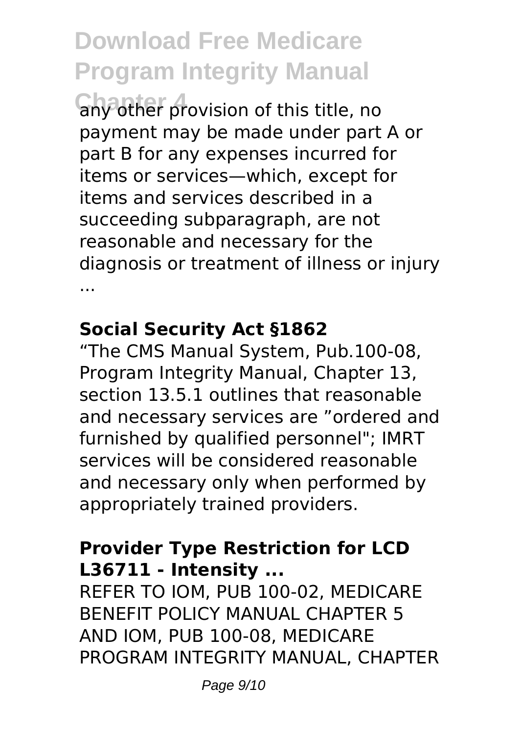any other provision of this title, no payment may be made under part A or part B for any expenses incurred for items or services—which, except for items and services described in a succeeding subparagraph, are not reasonable and necessary for the diagnosis or treatment of illness or injury ...

**Social Security Act §1862**

"The CMS Manual System, Pub.100-08, Program Integrity Manual, Chapter 13, section 13.5.1 outlines that reasonable and necessary services are "ordered and furnished by qualified personnel"; IMRT services will be considered reasonable and necessary only when performed by appropriately trained providers.

**Provider Type Restriction for LCD L36711 - Intensity ...**

REFER TO IOM, PUB 100-02, MEDICARE BENEFIT POLICY MANUAL CHAPTER 5 AND IOM, PUB 100-08, MEDICARE PROGRAM INTEGRITY MANUAL, CHAPTER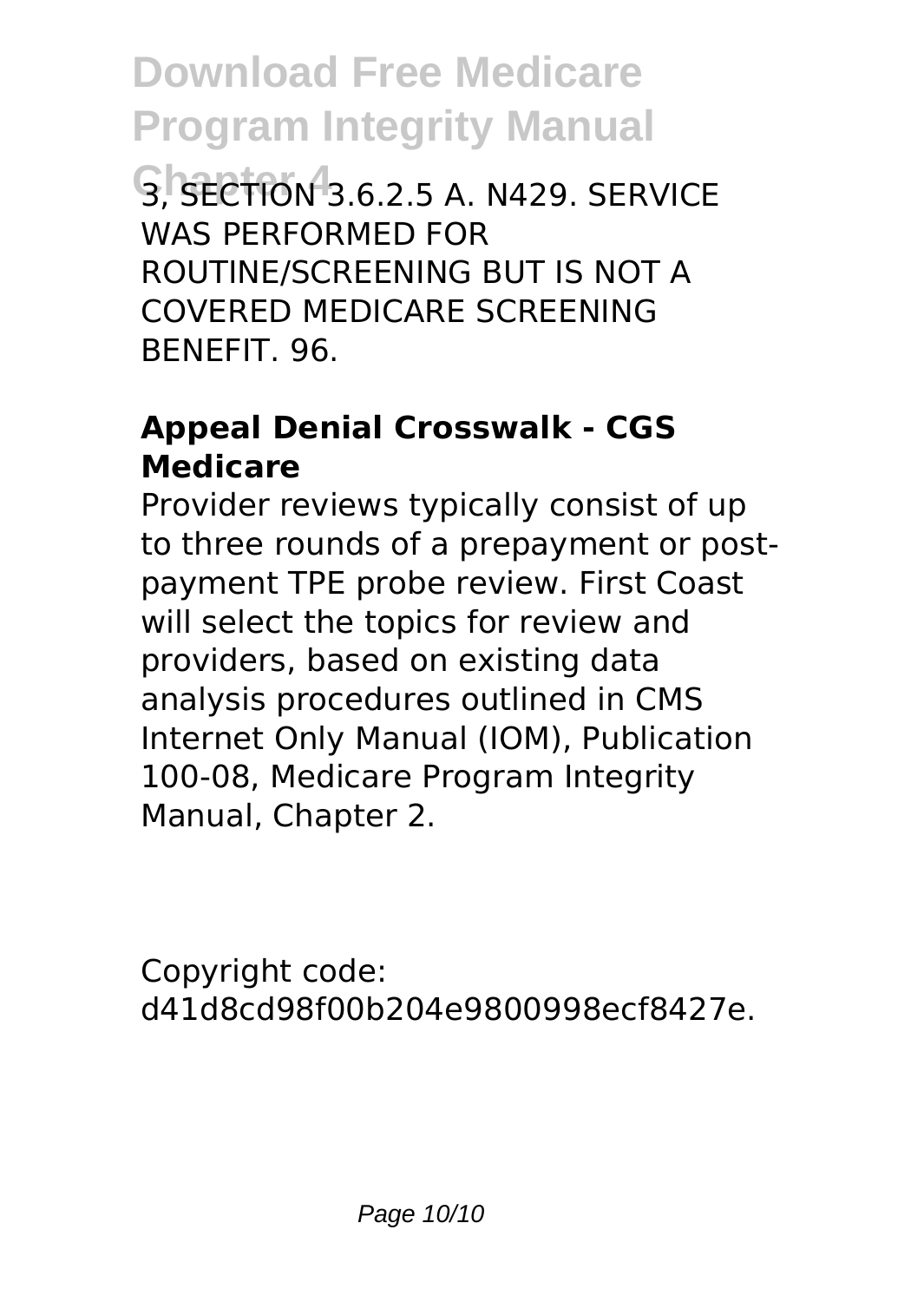3, SECTION 3.6.2.5 A. N429. SERVICE WAS PERFORMED FOR ROUTINE/SCREENING BUT IS NOT A COVERED MEDICARE SCREENING BENEFIT. 96.

**Appeal Denial Crosswalk - CGS Medicare**

Provider reviews typically consist of up to three rounds of a prepayment or post-payment TPE probe review. First Coast will select the topics for review and providers, based on existing data analysis procedures outlined in CMS Internet Only Manual (IOM), Publication 100-08, Medicare Program Integrity Manual, Chapter 2.

Copyright code: d41d8cd98f00b204e9800998ecf8427e.